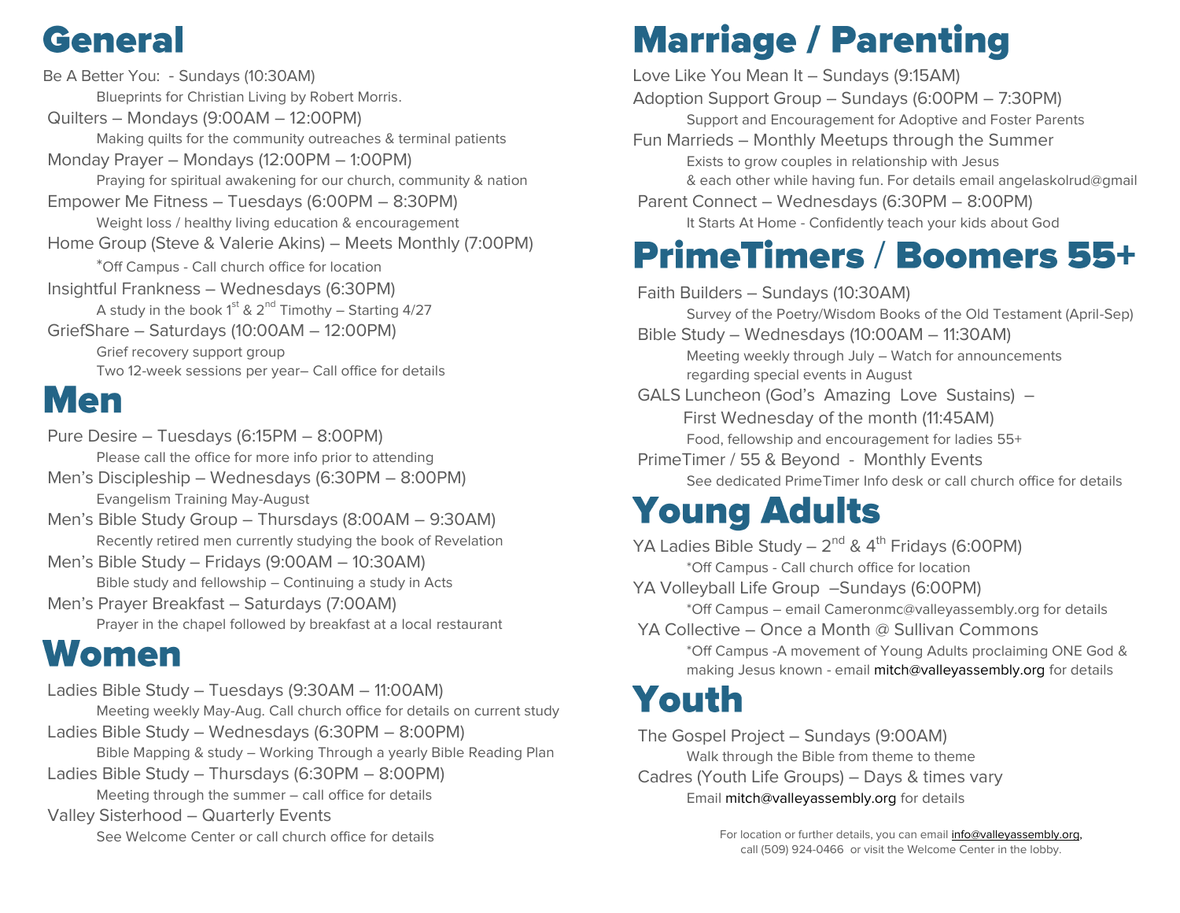# General

Be A Better You: - Sundays (10:30AM)

Blueprints for Christian Living by Robert Morris.

Quilters – Mondays (9:00AM – 12:00PM)

Making quilts for the community outreaches & terminal patients

Monday Prayer – Mondays (12:00PM – 1:00PM)

Praying for spiritual awakening for our church, community & nation

Empower Me Fitness – Tuesdays (6:00PM – 8:30PM)

Weight loss / healthy living education & encouragement

Home Group (Steve & Valerie Akins) – Meets Monthly (7:00PM)

*Off Campus - Call church office for location

Insightful Frankness – Wednesdays (6:30PM)

A study in the book 1st & 2nd Timothy – Starting 4/27

GriefShare – Saturdays (10:00AM – 12:00PM)

Grief recovery support group

Two 12-week sessions per year– Call office for details

# Men

Pure Desire – Tuesdays (6:15PM – 8:00PM)

Please call the office for more info prior to attending

Men's Discipleship – Wednesdays (6:30PM – 8:00PM)

Evangelism Training May-August

Men's Bible Study Group – Thursdays (8:00AM – 9:30AM)

Recently retired men currently studying the book of Revelation

Men's Bible Study – Fridays (9:00AM – 10:30AM)

Bible study and fellowship – Continuing a study in Acts

Men's Prayer Breakfast – Saturdays (7:00AM)

Prayer in the chapel followed by breakfast at a local restaurant

# Women

Ladies Bible Study – Tuesdays (9:30AM – 11:00AM)

Meeting weekly May-Aug. Call church office for details on current study

Ladies Bible Study – Wednesdays (6:30PM – 8:00PM)

Bible Mapping & study – Working Through a yearly Bible Reading Plan

Ladies Bible Study – Thursdays (6:30PM – 8:00PM)

Meeting through the summer – call office for details

Valley Sisterhood – Quarterly Events

See Welcome Center or call church office for details

# Marriage / Parenting

Love Like You Mean It – Sundays (9:15AM)

Adoption Support Group – Sundays (6:00PM – 7:30PM)

Support and Encouragement for Adoptive and Foster Parents

Fun Marrieds – Monthly Meetups through the Summer

Exists to grow couples in relationship with Jesus & each other while having fun. For details email angelaskolrud@gmail

Parent Connect – Wednesdays (6:30PM – 8:00PM)

It Starts At Home - Confidently teach your kids about God

# PrimeTimers / Boomers 55+

Faith Builders – Sundays (10:30AM)

Survey of the Poetry/Wisdom Books of the Old Testament (April-Sep)

Bible Study – Wednesdays (10:00AM – 11:30AM)

Meeting weekly through July – Watch for announcements regarding special events in August

GALS Luncheon (God's Amazing Love Sustains) – First Wednesday of the month (11:45AM)

Food, fellowship and encouragement for ladies 55+

PrimeTimer / 55 & Beyond - Monthly Events

See dedicated PrimeTimer Info desk or call church office for details

# Young Adults

YA Ladies Bible Study – 2nd & 4th Fridays (6:00PM)

*Off Campus - Call church office for location

YA Volleyball Life Group –Sundays (6:00PM)

*Off Campus – email Cameronmc@valleyassembly.org for details

YA Collective – Once a Month @ Sullivan Commons

*Off Campus -A movement of Young Adults proclaiming ONE God & making Jesus known - email mitch@valleyassembly.org for details

# Youth

The Gospel Project – Sundays (9:00AM)

Walk through the Bible from theme to theme

Cadres (Youth Life Groups) – Days & times vary

Email mitch@valleyassembly.org for details

For location or further details, you can email info@valleyassembly.org, call (509) 924-0466 or visit the Welcome Center in the lobby.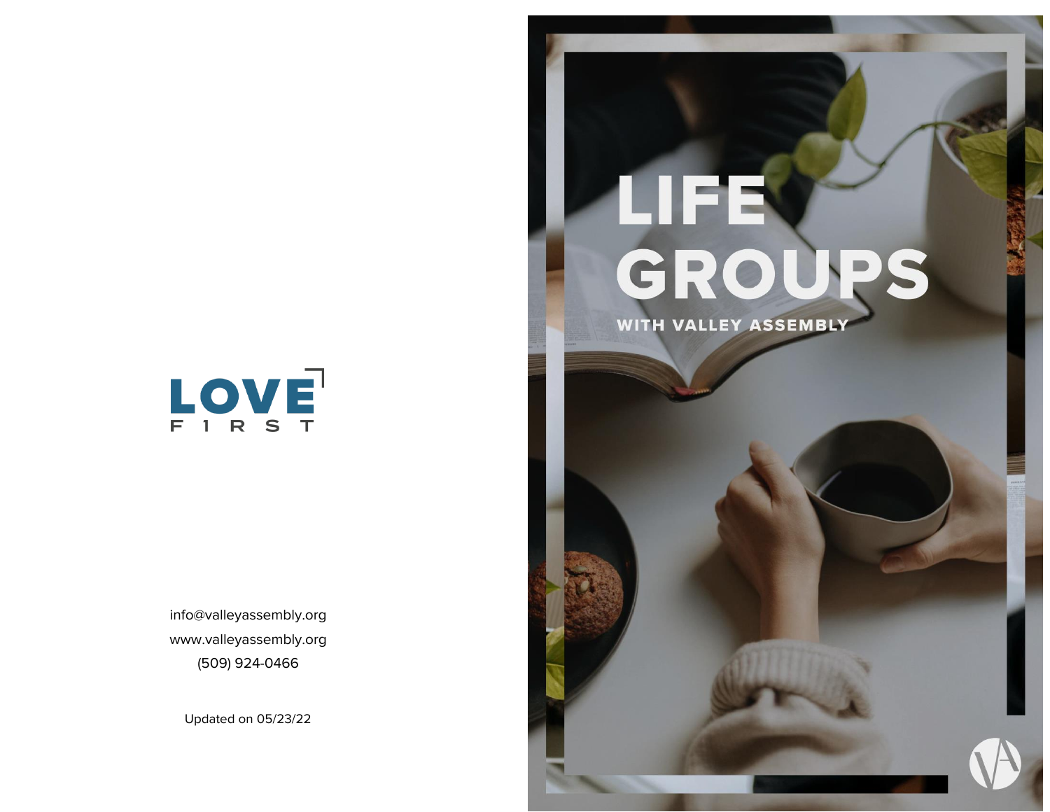LOVE

FIRST

info@valleyassembly.org

www.valleyassembly.org

(509) 924-0466

Updated on 05/23/22

# LIFE GROUPS

WITH VALLEY ASSEMBLY